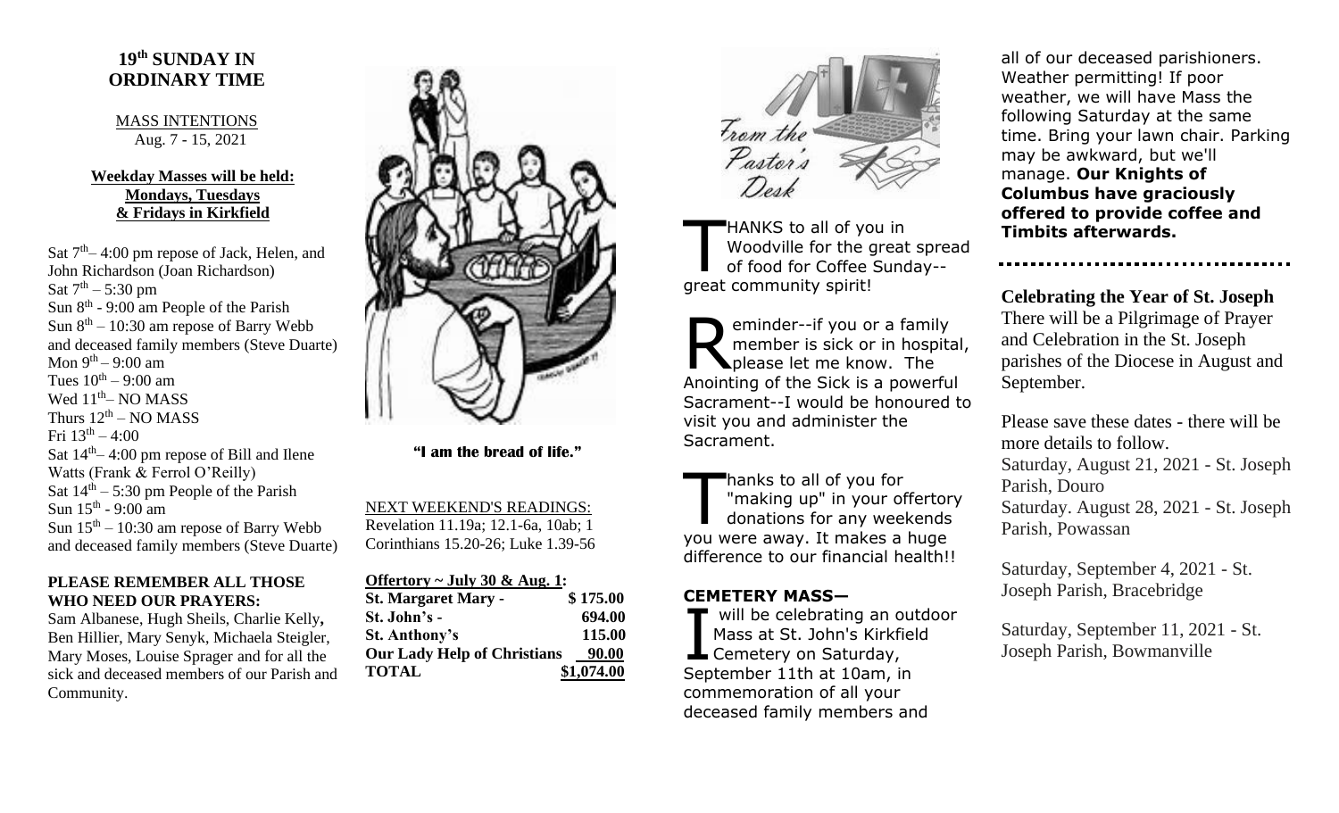## 19th SUNDAY IN ORDINARY TIME

MASS INTENTIONS
Aug. 7 - 15, 2021

**Weekday Masses will be held: Mondays, Tuesdays & Fridays in Kirkfield**

Sat 7th– 4:00 pm repose of Jack, Helen, and John Richardson (Joan Richardson)
Sat 7th – 5:30 pm
Sun 8th - 9:00 am People of the Parish
Sun 8th – 10:30 am repose of Barry Webb and deceased family members (Steve Duarte)
Mon 9th – 9:00 am
Tues 10th – 9:00 am
Wed 11th– NO MASS
Thurs 12th – NO MASS
Fri 13th – 4:00
Sat 14th– 4:00 pm repose of Bill and Ilene Watts (Frank & Ferrol O'Reilly)
Sat 14th – 5:30 pm People of the Parish
Sun 15th - 9:00 am
Sun 15th – 10:30 am repose of Barry Webb and deceased family members (Steve Duarte)

**PLEASE REMEMBER ALL THOSE WHO NEED OUR PRAYERS:**
Sam Albanese, Hugh Sheils, Charlie Kelly, Ben Hillier, Mary Senyk, Michaela Steigler, Mary Moses, Louise Sprager and for all the sick and deceased members of our Parish and Community.

**"I am the bread of life."**

NEXT WEEKEND'S READINGS:
Revelation 11.19a; 12.1-6a, 10ab; 1 Corinthians 15.20-26; Luke 1.39-56

**Offertory ~ July 30 & Aug. 1:**

| | |
|---|---|
| **St. Margaret Mary -** | **$ 175.00** |
| **St. John's -** | **694.00** |
| **St. Anthony's** | **115.00** |
| **Our Lady Help of Christians** | **90.00** |
| **TOTAL** | **$1,074.00** |

From the Pastor's Desk

THANKS to all of you in Woodville for the great spread of food for Coffee Sunday--great community spirit!

Reminder--if you or a family member is sick or in hospital, please let me know. The Anointing of the Sick is a powerful Sacrament--I would be honoured to visit you and administer the Sacrament.

Thanks to all of you for "making up" in your offertory donations for any weekends you were away. It makes a huge difference to our financial health!!

**CEMETERY MASS—**

I will be celebrating an outdoor Mass at St. John's Kirkfield Cemetery on Saturday, September 11th at 10am, in commemoration of all your deceased family members and all of our deceased parishioners. Weather permitting! If poor weather, we will have Mass the following Saturday at the same time. Bring your lawn chair. Parking may be awkward, but we'll manage. **Our Knights of Columbus have graciously offered to provide coffee and Timbits afterwards.**

**Celebrating the Year of St. Joseph**
There will be a Pilgrimage of Prayer and Celebration in the St. Joseph parishes of the Diocese in August and September.

Please save these dates - there will be more details to follow.
Saturday, August 21, 2021 - St. Joseph Parish, Douro
Saturday. August 28, 2021 - St. Joseph Parish, Powassan

Saturday, September 4, 2021 - St. Joseph Parish, Bracebridge

Saturday, September 11, 2021 - St. Joseph Parish, Bowmanville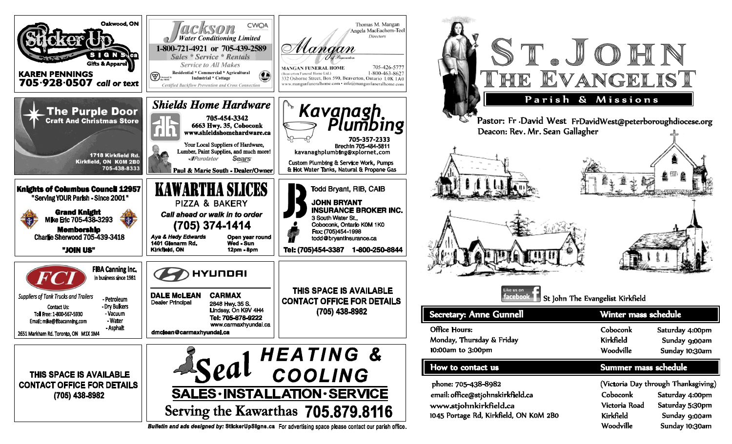Oakwood, ON

**Sticker Up SIGNS.ca**
Gifts & Apparel

**KAREN PENNINGS**
**705·928·0507** *call or text*

---

**Jackson** CWQA
*Water Conditioning Limited*
**1-800-721-4921 or 705-439-2589**
*Sales * Service * Rentals*
*Service to All Makes*
Residential * Commercial * Agricultural
Industrial * Cottage
*Certified Backflow Prevention and Cross Connection*

---

Thomas M. Mangan
Angela MacEachern-Teel
*Directors*

*Mangan of Beaverton*

**MANGAN FUNERAL HOME** 705-426-5777
(Beaverton Funeral Home Ltd.) 1-800-463-8627
332 Osborne Street, Box 590, Beaverton, Ontario L0K 1A0
www.manganfuneralhome.com • info@manganfuneralhome.com

---

**The Purple Door**
**Craft And Christmas Store**

1718 Kirkfield Rd.
Kirkfield, ON K0M 2B0
705-438-8333

---

***Shields Home Hardware***
705-454-3342
6663 Hwy. 35, Coboconk
www.shieldshomehardware.ca

Your Local Suppliers of Hardware, Lumber, Paint Supplies, and much more!
Purolator Sears

**Paul & Marie South - Dealer/Owner**

---

***Kavanagh Plumbing***
705-357-2333
Brechin 705-484-5811
kavanaghplumbing@xplornet.com

Custom Plumbing & Service Work, Pumps & Hot Water Tanks, Natural & Propane Gas

---

**Knights of Columbus Council 12957**
"Serving YOUR Parish - Since 2001"

**Grand Knight**
Mike Eric 705-438-3293

**Membership**
Charlie Sherwood 705-439-3418

**"JOIN US"**

---

**KAWARTHA SLICES**
PIZZA & BAKERY
*Call ahead or walk in to order*
**(705) 374-1414**

*Aya & Hedy Edwards*
1401 Glenarm Rd.
Kirkfield, ON

Open year round
Wed - Sun
12pm - 8pm

---

Todd Bryant, RIB, CAIB

**JOHN BRYANT INSURANCE BROKER INC.**
3 South Water St.,
Coboconk, Ontario K0M 1K0
Fax: (705)454-1998
todd@bryantinsurance.ca

**Tel: (705)454-3387 1-800-250-8844**

---

**FCI**
**FIBA Canning Inc.**
In business since 1981

*Suppliers of Tank Trucks and Trailers*

- Petroleum
- Dry Bulkers
- Vacuum
- Water
- Asphalt

Contact Us:
Toll Free: 1-800-567-5930
Email: mike@fibacanning.com

2651 Markham Rd. Toronto, ON M1X 1M4

---

**HYUNDAI**

**DALE McLEAN**
Dealer Principal

**CARMAX**
2848 Hwy. 35 S.
Lindsay, On K9V 4H4
**Tel: 705-878-9222**
www.carmaxhyundai.ca

dmclean@carmaxhyundai.ca

---

**THIS SPACE IS AVAILABLE**
**CONTACT OFFICE FOR DETAILS**
**(705) 438-8982**

---

**THIS SPACE IS AVAILABLE**
**CONTACT OFFICE FOR DETAILS**
**(705) 438-8982**

---

**Seal HEATING & COOLING**
**SALES · INSTALLATION · SERVICE**
Serving the Kawarthas **705.879.8116**

---

*Bulletin and ads designed by: StickerUpSigns.ca* For advertising space please contact our parish office.

# ST. JOHN THE EVANGELIST

## Parish & Missions

Pastor: Fr .David West FrDavidWest@peterboroughdiocese.org
Deacon: Rev. Mr. Sean Gallagher

Like us on facebook — St John The Evangelist Kirkfield

### Secretary: Anne Gunnell

Office Hours:
Monday, Thursday & Friday
10:00am to 3:00pm

### How to contact us

phone: 705-438-8982
email: office@stjohnskirkfield.ca
www.stjohnkirkfield.ca
1045 Portage Rd, Kirkfield, ON K0M 2B0

### Winter mass schedule

| | |
|---|---|
| Coboconk | Saturday 4:00pm |
| Kirkfield | Sunday 9:00am |
| Woodville | Sunday 10:30am |

### Summer mass schedule

(Victoria Day through Thanksgiving)

| | |
|---|---|
| Coboconk | Saturday 4:00pm |
| Victoria Road | Saturday 5:30pm |
| Kirkfield | Sunday 9:00am |
| Woodville | Sunday 10:30am |